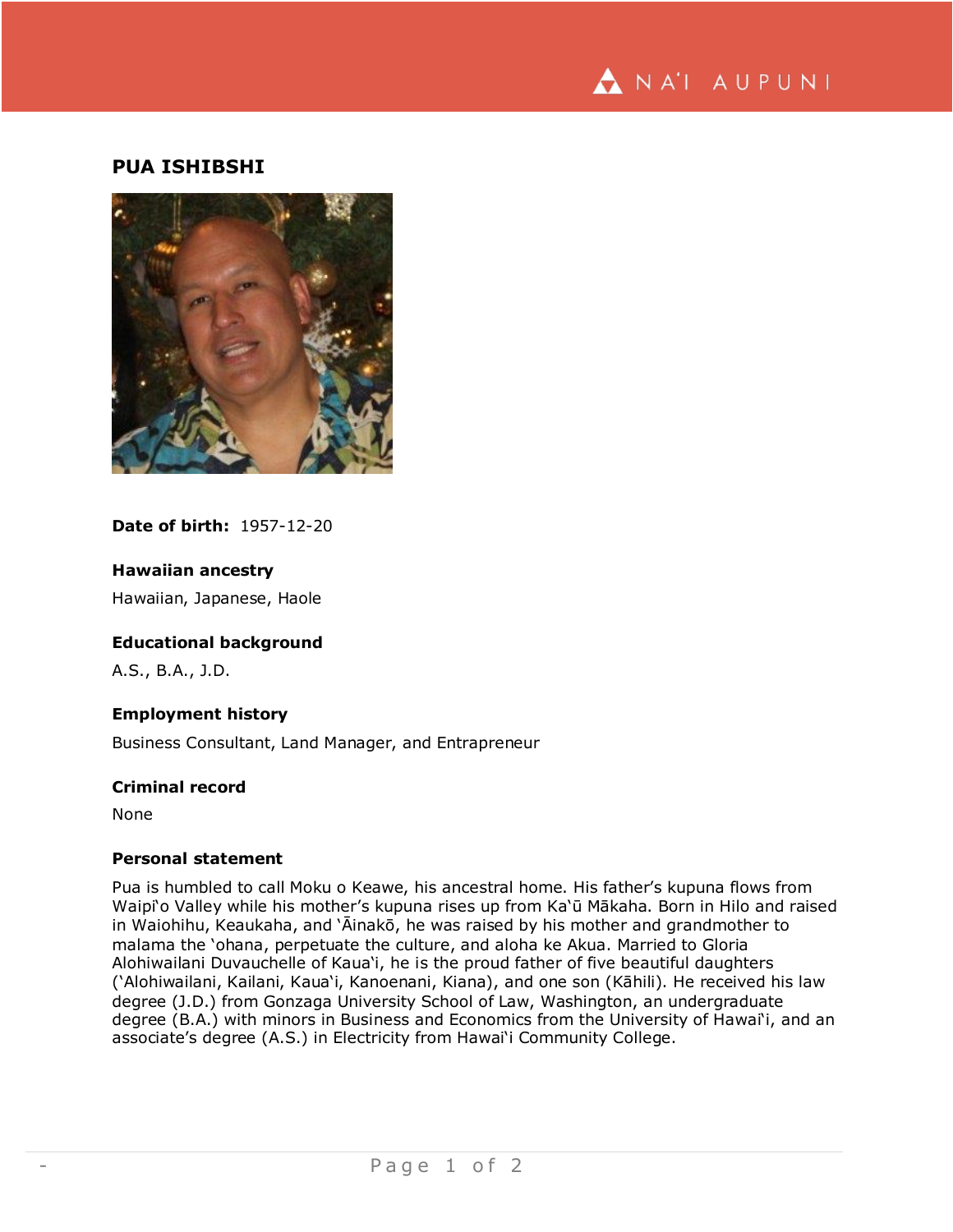# PUA ISHIBSHI

**Date of birth:** 1957-12-20

### Hawaiian ancestry

Hawaiian, Japanese, Haole

### Educational background

A.S., B.A., J.D.

### Employment history

Business Consultant, Land Manager, and Entrepreneur

### Criminal record

None

### Personal statement

Pua is humbled to call Moku o Keawe, his ancestral home. His father's kupuna flows from Waipiʻo Valley while his mother's kupuna rises up from Kaʻū Mākaha. Born in Hilo and raised in Waiohihu, Keaukaha, and ʻĀinakō, he was raised by his mother and grandmother to malama the ʻohana, perpetuate the culture, and aloha ke Akua. Married to Gloria Alohiwailani Duvauchelle of Kauaʻi, he is the proud father of five beautiful daughters (ʻAlohiwailani, Kailani, Kauaʻi, Kanoenani, Kiana), and one son (Kāhili). He received his law degree (J.D.) from Gonzaga University School of Law, Washington, an undergraduate degree (B.A.) with minors in Business and Economics from the University of Hawaiʻi, and an associate's degree (A.S.) in Electricity from Hawaiʻi Community College.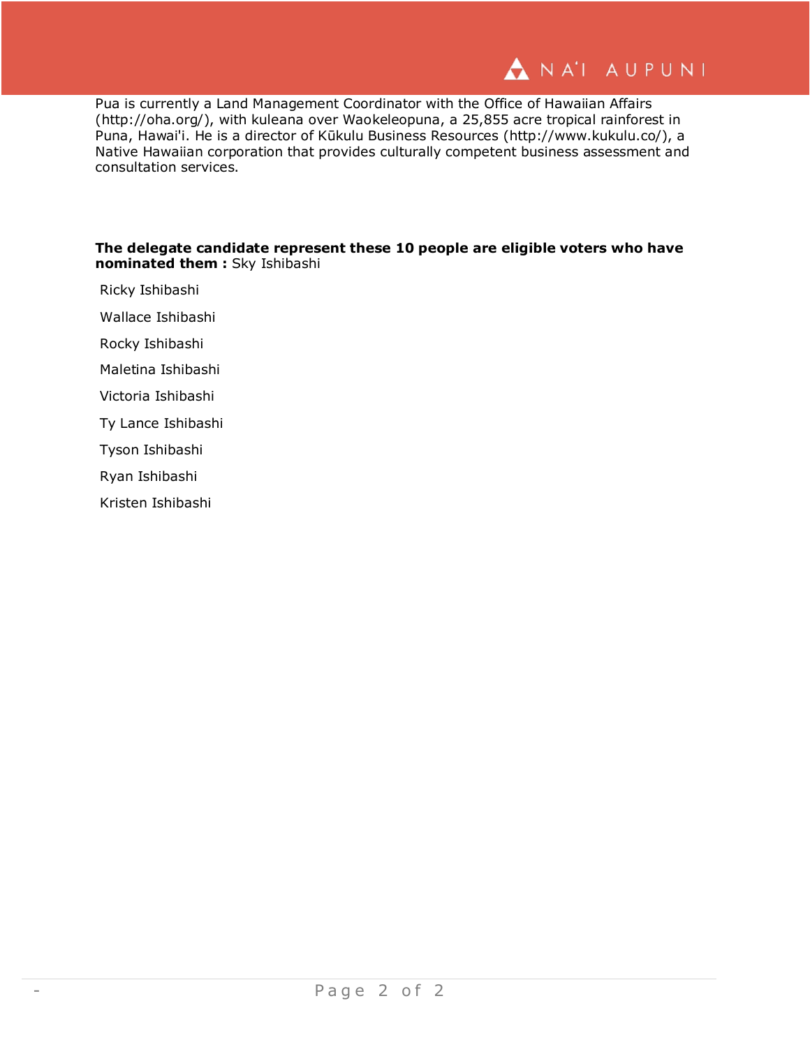Pua is currently a Land Management Coordinator with the Office of Hawaiian Affairs (http://oha.org/), with kuleana over Waokeleopuna, a 25,855 acre tropical rainforest in Puna, Hawai'i. He is a director of Kūkulu Business Resources (http://www.kukulu.co/), a Native Hawaiian corporation that provides culturally competent business assessment and consultation services.

**The delegate candidate represent these 10 people are eligible voters who have nominated them :** Sky Ishibashi

Ricky Ishibashi

Wallace Ishibashi

Rocky Ishibashi

Maletina Ishibashi

Victoria Ishibashi

Ty Lance Ishibashi

Tyson Ishibashi

Ryan Ishibashi

Kristen Ishibashi